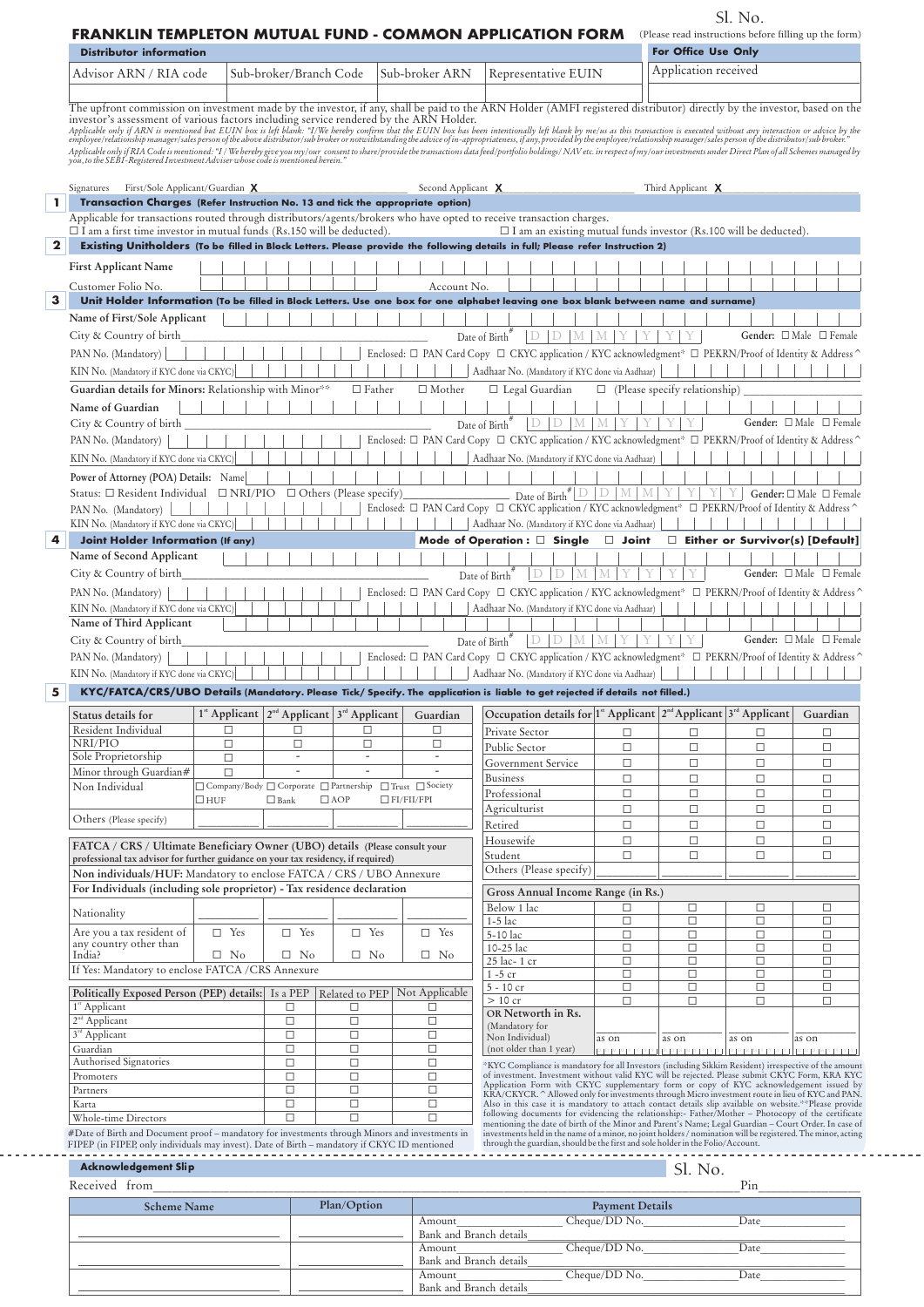Sl. No.

# FRANKLIN TEMPLETON MUTUAL FUND - COMMON APPLICATION FORM

(Please read instructions before filling up the form)

| Distributor information | | | | For Office Use Only |
|---|---|---|---|---|
| Advisor ARN / RIA code | Sub-broker/Branch Code | Sub-broker ARN | Representative EUIN | Application received |
| | | | | |

The upfront commission on investment made by the investor, if any, shall be paid to the ARN Holder (AMFI registered distributor) directly by the investor, based on the investor's assessment of various factors including service rendered by the ARN Holder.

*Applicable only if ARN is mentioned but EUIN box is left blank: "I/We hereby confirm that the EUIN box has been intentionally left blank by me/us as this transaction is executed without any interaction or advice by the employee/relationship manager/sales person of the above distributor/sub broker or notwithstanding the advice of in-appropriateness, if any, provided by the employee/relationship manager/sales person of the distributor/sub broker."*

*Applicable only if RIA Code is mentioned: "I / We hereby give you my/our consent to share/provide the transactions data feed/portfolio holdings/ NAV etc. in respect of my/our investments under Direct Plan of all Schemes managed by you, to the SEBI-Registered Investment Adviser whose code is mentioned herein."*

Signatures First/Sole Applicant/Guardian X ______ Second Applicant X ______ Third Applicant X ______

## 1 Transaction Charges (Refer Instruction No. 13 and tick the appropriate option)

Applicable for transactions routed through distributors/agents/brokers who have opted to receive transaction charges.

☐ I am a first time investor in mutual funds (Rs.150 will be deducted). ☐ I am an existing mutual funds investor (Rs.100 will be deducted).

## 2 Existing Unitholders (To be filled in Block Letters. Please provide the following details in full; Please refer Instruction 2)

First Applicant Name

Customer Folio No. ______ Account No. ______

## 3 Unit Holder Information (To be filled in Block Letters. Use one box for one alphabet leaving one box blank between name and surname)

Name of First/Sole Applicant

City & Country of birth ______ Date of Birth# D D M M Y Y Y Y Gender: ☐ Male ☐ Female

PAN No. (Mandatory) ______ Enclosed: ☐ PAN Card Copy ☐ CKYC application / KYC acknowledgment* ☐ PEKRN/Proof of Identity & Address ^

KIN No. (Mandatory if KYC done via CKYC) ______ Aadhaar No. (Mandatory if KYC done via Aadhaar) ______

**Guardian details for Minors:** Relationship with Minor** ☐ Father ☐ Mother ☐ Legal Guardian ☐ (Please specify relationship) ______

Name of Guardian

City & Country of birth ______ Date of Birth# D D M M Y Y Y Y Gender: ☐ Male ☐ Female

PAN No. (Mandatory) ______ Enclosed: ☐ PAN Card Copy ☐ CKYC application / KYC acknowledgment* ☐ PEKRN/Proof of Identity & Address ^

KIN No. (Mandatory if KYC done via CKYC) ______ Aadhaar No. (Mandatory if KYC done via Aadhaar) ______

Power of Attorney (POA) Details: Name ______

Status: ☐ Resident Individual ☐ NRI/PIO ☐ Others (Please specify) ______ Date of Birth# D D M M Y Y Y Y Gender: ☐ Male ☐ Female

PAN No. (Mandatory) ______ Enclosed: ☐ PAN Card Copy ☐ CKYC application / KYC acknowledgment* ☐ PEKRN/Proof of Identity & Address ^

KIN No. (Mandatory if KYC done via CKYC) ______ Aadhaar No. (Mandatory if KYC done via Aadhaar) ______

## 4 Joint Holder Information (If any)

**Mode of Operation : ☐ Single ☐ Joint ☐ Either or Survivor(s) [Default]**

Name of Second Applicant

City & Country of birth ______ Date of Birth# D D M M Y Y Y Y Gender: ☐ Male ☐ Female

PAN No. (Mandatory) ______ Enclosed: ☐ PAN Card Copy ☐ CKYC application / KYC acknowledgment* ☐ PEKRN/Proof of Identity & Address ^

KIN No. (Mandatory if KYC done via CKYC) ______ Aadhaar No. (Mandatory if KYC done via Aadhaar) ______

Name of Third Applicant

City & Country of birth ______ Date of Birth# D D M M Y Y Y Y Gender: ☐ Male ☐ Female

PAN No. (Mandatory) ______ Enclosed: ☐ PAN Card Copy ☐ CKYC application / KYC acknowledgment* ☐ PEKRN/Proof of Identity & Address ^

KIN No. (Mandatory if KYC done via CKYC) ______ Aadhaar No. (Mandatory if KYC done via Aadhaar) ______

## 5 KYC/FATCA/CRS/UBO Details (Mandatory. Please Tick/ Specify. The application is liable to get rejected if details not filled.)

| Status details for | 1st Applicant | 2nd Applicant | 3rd Applicant | Guardian |
|---|---|---|---|---|
| Resident Individual | ☐ | ☐ | ☐ | ☐ |
| NRI/PIO | ☐ | ☐ | ☐ | ☐ |
| Sole Proprietorship | ☐ | - | - | - |
| Minor through Guardian# | ☐ | - | - | - |
| Non Individual | ☐ Company/Body ☐ HUF | ☐ Corporate ☐ Bank | ☐ Partnership ☐ AOP | ☐ Trust ☐ Society ☐ FI/FII/FPI |
| Others (Please specify) | | | | |

**FATCA / CRS / Ultimate Beneficiary Owner (UBO) details (Please consult your professional tax advisor for further guidance on your tax residency, if required)**

**Non individuals/HUF: Mandatory to enclose FATCA / CRS / UBO Annexure**

**For Individuals (including sole proprietor) - Tax residence declaration**

| | 1st Applicant | 2nd Applicant | 3rd Applicant | Guardian |
|---|---|---|---|---|
| Nationality | | | | |
| Are you a tax resident of any country other than India? | ☐ Yes ☐ No | ☐ Yes ☐ No | ☐ Yes ☐ No | ☐ Yes ☐ No |

If Yes: Mandatory to enclose FATCA /CRS Annexure

| Politically Exposed Person (PEP) details: | Is a PEP | Related to PEP | Not Applicable |
|---|---|---|---|
| 1st Applicant | ☐ | ☐ | ☐ |
| 2nd Applicant | ☐ | ☐ | ☐ |
| 3rd Applicant | ☐ | ☐ | ☐ |
| Guardian | ☐ | ☐ | ☐ |
| Authorised Signatories | ☐ | ☐ | ☐ |
| Promoters | ☐ | ☐ | ☐ |
| Partners | ☐ | ☐ | ☐ |
| Karta | ☐ | ☐ | ☐ |
| Whole-time Directors | ☐ | ☐ | ☐ |

#Date of Birth and Document proof – mandatory for investments through Minors and investments in FIPEP (in FIPEP, only individuals may invest). Date of Birth – mandatory if CKYC ID mentioned

| Occupation details for | 1st Applicant | 2nd Applicant | 3rd Applicant | Guardian |
|---|---|---|---|---|
| Private Sector | ☐ | ☐ | ☐ | ☐ |
| Public Sector | ☐ | ☐ | ☐ | ☐ |
| Government Service | ☐ | ☐ | ☐ | ☐ |
| Business | ☐ | ☐ | ☐ | ☐ |
| Professional | ☐ | ☐ | ☐ | ☐ |
| Agriculturist | ☐ | ☐ | ☐ | ☐ |
| Retired | ☐ | ☐ | ☐ | ☐ |
| Housewife | ☐ | ☐ | ☐ | ☐ |
| Student | ☐ | ☐ | ☐ | ☐ |
| Others (Please specify) | | | | |

| Gross Annual Income Range (in Rs.) | | | | |
|---|---|---|---|---|
| Below 1 lac | ☐ | ☐ | ☐ | ☐ |
| 1-5 lac | ☐ | ☐ | ☐ | ☐ |
| 5-10 lac | ☐ | ☐ | ☐ | ☐ |
| 10-25 lac | ☐ | ☐ | ☐ | ☐ |
| 25 lac- 1 cr | ☐ | ☐ | ☐ | ☐ |
| 1 -5 cr | ☐ | ☐ | ☐ | ☐ |
| 5 - 10 cr | ☐ | ☐ | ☐ | ☐ |
| > 10 cr | ☐ | ☐ | ☐ | ☐ |
| OR Networth in Rs. (Mandatory for Non Individual) (not older than 1 year) | as on | as on | as on | as on |

*KYC Compliance is mandatory for all Investors (including Sikkim Resident) irrespective of the amount of investment. Investment without valid KYC will be rejected. Please submit CKYC Form, KRA KYC Application Form with CKYC supplementary form or copy of KYC acknowledgement issued by KRA/CKYCR. ^ Allowed only for investments through Micro investment route in lieu of KYC and PAN. Also in this case it is mandatory to attach contact details slip available on website. **Please provide following documents for evidencing the relationship:- Father/Mother – Photocopy of the certificate mentioning the date of birth of the Minor and Parent's Name; Legal Guardian – Court Order. In case of investments held in the name of a minor, no joint holders / nomination will be registered. The minor, acting through the guardian, should be the first and sole holder in the Folio/Account.

---

**Acknowledgement Slip** Sl. No.

Received from ______ Pin ______

| Scheme Name | Plan/Option | Payment Details |
|---|---|---|
| ______ | ______ | Amount ______ Cheque/DD No. ______ Date ______ Bank and Branch details ______ |
| ______ | ______ | Amount ______ Cheque/DD No. ______ Date ______ Bank and Branch details ______ |
| ______ | ______ | Amount ______ Cheque/DD No. ______ Date ______ Bank and Branch details ______ |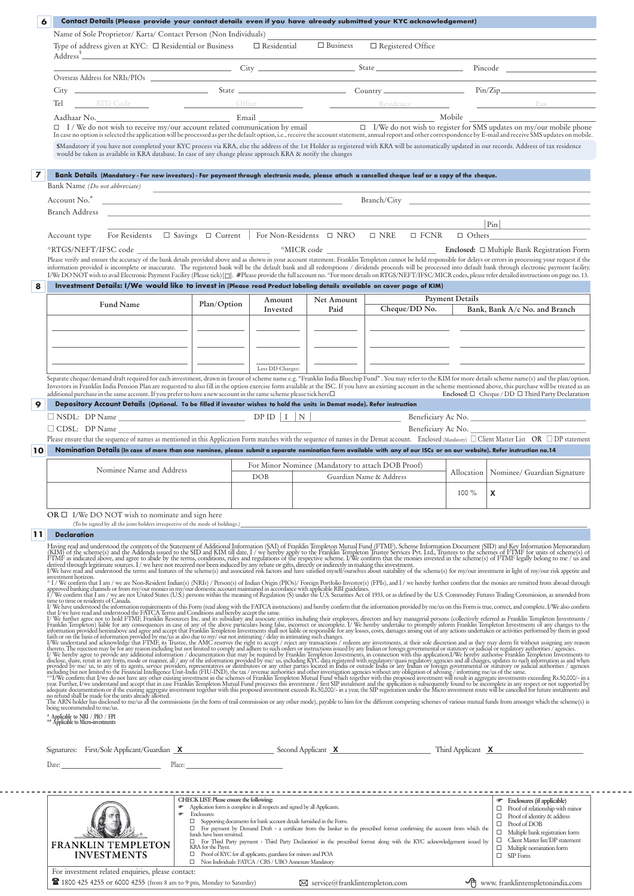## 6 Contact Details (Please provide your contact details even if you have already submitted your KYC acknowledgement)

Name of Sole Proprietor/ Karta/ Contact Person (Non Individuals) \_\_\_\_\_\_\_\_\_\_\_\_\_\_\_\_\_\_\_\_\_\_\_\_\_\_\_\_\_\_\_\_\_\_\_\_\_\_\_\_\_\_\_\_

Type of address given at KYC: ☐ Residential or Business ☐ Residential ☐ Business ☐ Registered Office

Address$ \_\_\_\_\_\_\_\_\_\_\_\_\_\_\_\_\_\_\_\_\_\_\_\_\_\_\_\_\_\_\_\_\_\_\_\_\_\_\_\_\_\_\_\_

\_\_\_\_\_\_\_\_\_\_\_\_\_\_\_\_\_\_\_\_ City \_\_\_\_\_\_\_\_\_\_\_\_ State \_\_\_\_\_\_\_\_\_\_\_\_ Pincode \_\_\_\_\_\_\_\_\_\_\_\_

Overseas Address for NRIs/PIOs \_\_\_\_\_\_\_\_\_\_\_\_\_\_\_\_\_\_\_\_\_\_\_\_\_\_\_\_\_\_\_\_\_\_\_\_\_\_\_\_\_\_\_\_

City \_\_\_\_\_\_\_\_\_\_\_\_ State \_\_\_\_\_\_\_\_\_\_\_\_ Country \_\_\_\_\_\_\_\_\_\_\_\_ Pin/Zip \_\_\_\_\_\_\_\_\_\_\_\_

Tel STD Code \_\_\_\_\_\_ Office \_\_\_\_\_\_ Residence \_\_\_\_\_\_ Fax \_\_\_\_\_\_

Aadhaar No. \_\_\_\_\_\_\_\_\_\_\_\_ Email \_\_\_\_\_\_\_\_\_\_\_\_ Mobile \_\_\_\_\_\_\_\_\_\_\_\_

☐ I / We do not wish to receive my/our account related communication by email ☐ I/We do not wish to register for SMS updates on my/our mobile phone

In case no option is selected the application will be processed as per the default option, i.e., receive the account statement, annual report and other correspondence by E-mail and receive SMS updates on mobile.

$Mandatory if you have not completed your KYC process via KRA, else the address of the 1st Holder as registered with KRA will be automatically updated in our records. Address of tax residence would be taken as available in KRA database. In case of any change please approach KRA & notify the changes

## 7 Bank Details (Mandatory - For new investors) - For payment through electronic mode, please attach a cancelled cheque leaf or a copy of the cheque.

Bank Name *(Do not abbreviate)* \_\_\_\_\_\_\_\_\_\_\_\_\_\_\_\_\_\_\_\_\_\_\_\_\_\_\_\_\_\_\_\_\_\_\_\_\_\_\_\_\_\_\_\_

Account No.# \_\_\_\_\_\_\_\_\_\_\_\_\_\_\_\_\_\_\_\_\_\_\_\_ Branch/City \_\_\_\_\_\_\_\_\_\_\_\_\_\_\_\_\_\_\_\_\_\_\_\_

Branch Address \_\_\_\_\_\_\_\_\_\_\_\_\_\_\_\_\_\_\_\_\_\_\_\_\_\_\_\_\_\_\_\_\_\_\_\_\_\_\_\_\_\_\_\_

Pin \_\_\_\_\_\_\_\_\_\_\_\_

Account type For Residents ☐ Savings ☐ Current | For Non-Residents ☐ NRO ☐ NRE ☐ FCNR ☐ Others \_\_\_\_\_\_\_\_\_\_\_\_

*RTGS/NEFT/IFSC code \_\_\_\_\_\_\_\_\_\_\_\_ *MICR code \_\_\_\_\_\_\_\_\_\_\_\_ **Enclosed:** ☐ Multiple Bank Registration Form

Please verify and ensure the accuracy of the bank details provided above and as shown in your account statement. Franklin Templeton cannot be held responsible for delays or errors in processing your request if the information provided is incomplete or inaccurate. The registered bank will be the default bank and all redemptions / dividends proceeds will be processed into default bank through electronic payment facility. I/We DO NOT wish to avail Electronic Payment Facility (Please tick) [☐]. #Please provide the full account no. *For more details on RTGS/NEFT/IFSC/MICR codes, please refer detailed instructions on page no. 13.

## 8 Investment Details: I/We would like to invest in (Please read Product labeling details available on cover page of KIM)

| Fund Name | Plan/Option | Amount Invested | Net Amount Paid | Payment Details | |
|---|---|---|---|---|---|
| | | | | Cheque/DD No. | Bank, Bank A/c No. and Branch |
| | | | | | |
| | | | | | |
| | | Less DD Charges: | | | |

Separate cheque/demand draft required for each investment, drawn in favour of scheme name e.g. "Franklin India Bluechip Fund". You may refer to the KIM for more details scheme name(s) and the plan/option. Investors in Franklin India Pension Plan are requested to also fill in the option exercise form available at the ISC. If you have an existing account in the scheme mentioned above, this purchase will be treated as an additional purchase in the same account. If you prefer to have a new account in the same scheme please tick here☐

Enclosed: ☐ Cheque / DD ☐ Third Party Declaration

## 9 Depository Account Details (Optional. To be filled if investor wishes to hold the units in Demat mode). Refer instruction

☐ NSDL: DP Name \_\_\_\_\_\_\_\_\_\_\_\_ DP ID | I | N | \_\_\_\_\_\_\_\_\_\_\_\_ Beneficiary Ac No. \_\_\_\_\_\_\_\_\_\_\_\_

☐ CDSL: DP Name \_\_\_\_\_\_\_\_\_\_\_\_ Beneficiary Ac No. \_\_\_\_\_\_\_\_\_\_\_\_

Please ensure that the sequence of names as mentioned in this Application Form matches with the sequence of names in the Demat account. Enclosed (Mandatory) ☐ Client Master List OR ☐ DP statement

## 10 Nomination Details (In case of more than one nominee, please submit a separate nomination form available with any of our ISCs or on our website). Refer instruction no.14

| Nominee Name and Address | For Minor Nominee (Mandatory to attach DOB Proof) | | Allocation | Nominee/ Guardian Signature |
|---|---|---|---|---|
| | DOB | Guardian Name & Address | | |
| | | | 100 % | X |

OR ☐ I/We DO NOT wish to nominate and sign here \_\_\_\_\_\_\_\_\_\_\_\_

(To be signed by all the joint holders irrespective of the mode of holdings.)

## 11 Declaration

Having read and understood the contents of the Statement of Additional Information (SAI) of Franklin Templeton Mutual Fund (FTMF), Scheme Information Document (SID) and Key Information Memorandum (KIM) of the scheme(s) and the Addenda issued to the SID and KIM till date, I / we hereby apply to the Franklin Templeton Trustee Services Pvt. Ltd., Trustees to the schemes of FTMF for units of scheme(s) of FTMF as indicated above, and agree to abide by the terms, conditions, rules and regulations of the respective scheme. I/We confirm that the monies invested in the scheme(s) of FTMF legally belong to me / us and derived through legitimate sources. I / we have not received nor been induced by any rebate or gifts, directly or indirectly in making this investment.

I/We have read and understood the terms and features of the scheme(s) and associated risk factors and have satisfied myself/ourselves about suitability of the scheme(s) for my/our investment in light of my/our risk appetite and investment horizon.

* I / We confirm that I am / we are Non-Resident Indian(s) (NRIs) / Person(s) of Indian Origin (PIOs)/ Foreign Portfolio Investor(s) (FPIs), and I / we hereby further confirm that the monies are remitted from abroad through approved banking channels or from my/our monies in my/our domestic account maintained in accordance with applicable RBI guidelines.

I/ We confirm that I am / we are not United States (U.S.) persons within the meaning of Regulation (S) under the U.S. Securities Act of 1933, or as defined by the U.S. Commodity Futures Trading Commission, as amended from time to time or residents of Canada.

I/ We have understood the information requirements of this Form (read along with the FATCA instructions) and hereby confirm that the information provided by me/us on this Form is true, correct, and complete. I/We also confirm that I/we have read and understood the FATCA Terms and Conditions and hereby accept the same.

I/ We further agree not to hold FTMF, Franklin Resources Inc. and its subsidiary and associate entities including their employees, directors and key managerial persons (collectively referred as Franklin Templeton Investments / Franklin Templeton) liable for any consequences in case of any of the above particulars being false, incorrect or incomplete. I/ We hereby undertake to promptly inform Franklin Templeton Investments of any changes to the information provided hereinabove and agree and accept that Franklin Templeton Investments shall not liable or responsible for any losses, costs, damages arising out of any actions undertaken or activities performed by them in good faith or on the basis of information provided by me/us as also due to my/ our not intimating / delay in intimating such changes.

I/We understand and acknowledge that FTMF, its Trustee, the AMC reserves the right to accept / reject any transactions / redeem any investments, at their sole discretion and as they may deem fit without assigning any reason thereto. The rejection may be for any reason including but not limited to comply and adhere to such orders or instructions issued by any Indian or foreign governmental or statutory or judicial or regulatory authorities / agencies.

I/ We hereby agree to provide any additional information / documentation that may be required by Franklin Templeton Investments, in connection with this application.I/We hereby authorise Franklin Templeton Investments to disclose, share, remit in any form, mode or manner, all / any of the information provided by me/ us, including KYC data registered with regulatory/quasi regulatory agencies and all changes, updates to such information as and when provided by me/ us, to any of its agents, service providers, representatives or distributors or any other parties located in India or outside India or any Indian or foreign governmental or statutory or judicial authorities / agencies including but not limited to the Financial Intelligence Unit-India (FIU-IND), the tax / revenue authorities and other investigation agencies without any obligation of advising / informing me/us of the same.

**I/We confirm that I/we do not have any other existing investment in the schemes of Franklin Templeton Mutual Fund which together with this proposed investment will result in aggregate investments exceeding Rs.50,000/- in a year. Further, I/We understand and accept that in case Franklin Templeton Mutual Fund processes this investment / first SIP instalment and the application is subsequently found to be incomplete in any respect or not supported by adequate documentation or if the existing aggregate investment together with this proposed investment exceeds Rs.50,000/- in a year, the SIP registration under the Micro investment route will be cancelled for future instalments and no refund shall be made for the units already allotted.

The ARN holder has disclosed to me/us all the commissions (in the form of trail commission or any other mode), payable to him for the different competing schemes of various mutual funds from amongst which the scheme(s) is being recommended to me/us.

\* Applicable to NRI / PIO / FPI
\*\* Applicable to Micro-investments

Signatures: First/Sole Applicant/Guardian X \_\_\_\_\_\_\_\_\_\_\_\_ Second Applicant X \_\_\_\_\_\_\_\_\_\_\_\_ Third Applicant X \_\_\_\_\_\_\_\_\_\_\_\_

Date: \_\_\_\_\_\_\_\_\_\_\_\_ Place: \_\_\_\_\_\_\_\_\_\_\_\_

---

**FRANKLIN TEMPLETON INVESTMENTS**

CHECK LIST: Please ensure the following:

- Application form is complete in all respects and signed by all Applicants.
- Enclosures:
  - ☐ Supporting documents for bank account details furnished in the Form.
  - ☐ For payment by Demand Draft - a certificate from the banker in the prescribed format confirming the account from which the funds have been remitted.
  - ☐ For Third Party payment - Third Party Declaration in the prescribed format along with the KYC acknowledgement issued by KRA for the Payer.
  - ☐ Proof of KYC for all applicants, guardians for minors and POA
  - ☐ Non Individuals: FATCA / CRS / UBO Annexure Mandatory

Enclosures (if applicable)

- ☐ Proof of relationship with minor
- ☐ Proof of identity & address
- ☐ Proof of DOB
- ☐ Multiple bank registration form
- ☐ Client Master list/DP statement
- ☐ Multiple nomination form
- ☐ SIP Form

For investment related enquiries, please contact:

1800 425 4255 or 6000 4255 (from 8 am to 9 pm, Monday to Saturday) | service@franklintempleton.com | www. franklintempletonindia.com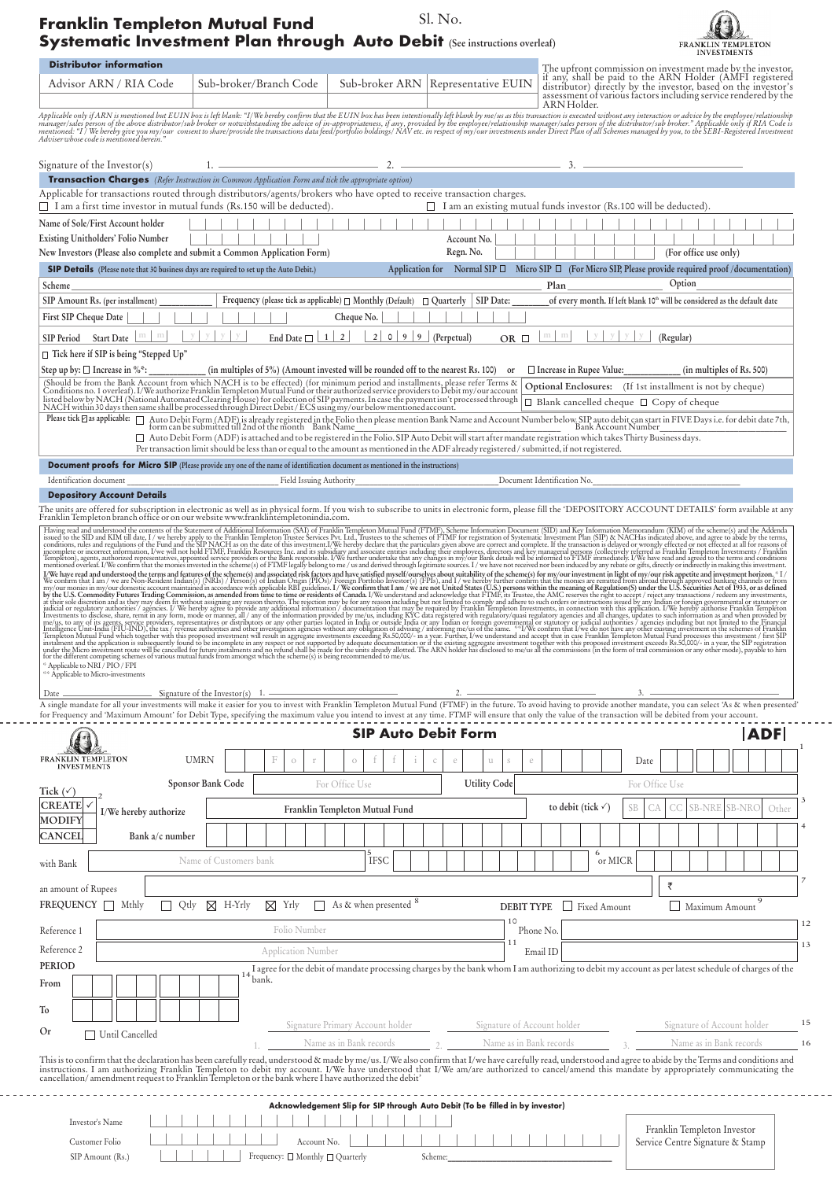# Franklin Templeton Mutual Fund

Sl. No.

## Systematic Investment Plan through Auto Debit (See instructions overleaf)

FRANKLIN TEMPLETON INVESTMENTS

**Distributor information**

| Advisor ARN / RIA Code | Sub-broker/Branch Code | Sub-broker ARN | Representative EUIN |
|---|---|---|---|
| | | | |

The upfront commission on investment made by the investor, if any, shall be paid to the ARN Holder (AMFI registered distributor) directly by the investor, based on the investor's assessment of various factors including service rendered by the ARN Holder.

*Applicable only if ARN is mentioned but EUIN box is left blank: "I/We hereby confirm that the EUIN box has been intentionally left blank by me/us as this transaction is executed without any interaction or advice by the employee/relationship manager/sales person of the above distributor/sub broker or notwithstanding the advice of in-appropriateness, if any, provided by the employee/relationship manager/sales person of the distributor/sub broker." Applicable only if RIA Code is mentioned: "I / We hereby give you my/our consent to share/provide the transactions data feed/portfolio holdings/ NAV etc. in respect of my/our investments under Direct Plan of all Schemes managed by you, to the SEBI-Registered Investment Adviser whose code is mentioned herein."*

Signature of the Investor(s) 1. ______________ 2. ______________ 3. ______________

**Transaction Charges** *(Refer Instruction in Common Application Form and tick the appropriate option)*

Applicable for transactions routed through distributors/agents/brokers who have opted to receive transaction charges.

☐ I am a first time investor in mutual funds (Rs.150 will be deducted). ☐ I am an existing mutual funds investor (Rs.100 will be deducted).

Name of Sole/First Account holder

Existing Unitholders' Folio Number Account No.

New Investors (Please also complete and submit a Common Application Form) Regn. No. (For office use only)

**SIP Details** (Please note that 30 business days are required to set up the Auto Debit.) Application for Normal SIP ☐ Micro SIP ☐ (For Micro SIP, Please provide required proof /documentation)

Scheme ______________ Plan ______________ Option ______________

SIP Amount Rs. (per installment) ______________ Frequency (please tick as applicable) ☐ Monthly (Default) ☐ Quarterly SIP Date: ______ of every month. If left blank 10th will be considered as the default date

First SIP Cheque Date d d m m y y y y Cheque No.

SIP Period Start Date m m y y y y End Date ☐ 1 2 2 0 9 9 (Perpetual) OR ☐ m m y y y y (Regular)

☐ Tick here if SIP is being "Stepped Up"

Step up by: ☐ Increase in %*: ______________ (in multiples of 5%) (Amount invested will be rounded off to the nearest Rs. 100) or ☐ Increase in Rupee Value: ______________ (in multiples of Rs. 500)

(Should be from the Bank Account from which NACH is to be effected) (for minimum period and installments, please refer Terms & Conditions no. 1 overleaf). I/We authorize Franklin Templeton Mutual Fund or their authorized service providers to Debit my/our account listed below by NACH (National Automated Clearing House) for collection of SIP payments. In case the payment isn't processed through NACH within 30 days then same shall be processed through Direct Debit / ECS using my/our below mentioned account.

**Optional Enclosures:** (If 1st installment is not by cheque)

☐ Blank cancelled cheque ☐ Copy of cheque

Please tick ☑ as applicable: ☐ Auto Debit Form (ADF) is already registered in the Folio then please mention Bank Name and Account Number below. SIP auto debit can start in FIVE Days i.e. for debit date 7th, form can be submitted till 2nd of the month Bank Name ______________ Bank Account Number ______________

☐ Auto Debit Form (ADF) is attached and to be registered in the Folio. SIP Auto Debit will start after mandate registration which takes Thirty Business days.

Per transaction limit should be less than or equal to the amount as mentioned in the ADF already registered / submitted, if not registered.

**Document proofs for Micro SIP** (Please provide any one of the name of identification document as mentioned in the instructions)

Identification document ______________ Field Issuing Authority ______________ Document Identification No. ______________

**Depository Account Details**

The units are offered for subscription in electronic as well as in physical form. If you wish to subscribe to units in electronic form, please fill the 'DEPOSITORY ACCOUNT DETAILS' form available at any Franklin Templeton branch office or on our website www.franklintempletonindia.com.

Having read and understood the contents of the Statement of Additional Information (SAI) of Franklin Templeton Mutual Fund (FTMF), Scheme Information Document (SID) and Key Information Memorandum (KIM) of the scheme(s) and the Addenda issued to the SID and KIM till date, I / we hereby apply to the Franklin Templeton Trustee Services Pvt. Ltd., Trustees to the schemes of FTMF for registration of Systematic Investment Plan (SIP) & NACH as indicated above, and agree to abide by the terms, conditions, rules and regulations of the Fund and the SIP NACH as on the date of this investment. I/We hereby declare that the particulars given above are correct and complete. If the transaction is delayed or wrongly effected or not effected at all for reasons of incomplete or incorrect information, I/we will not hold FTMF, Franklin Resources Inc. and its subsidiary and associate entities including their employees, directors and key managerial persons (collectively referred as Franklin Templeton Investments / Franklin Templeton), agents, authorized representatives, appointed service providers or the Bank responsible. I/We further undertake that any changes in my/our Bank details will be informed to FTMF immediately. I/We have read and agreed to the terms and conditions mentioned overleaf. I/We confirm that the monies invested in the scheme(s) of FTMF legally belong to me / us and derived through legitimate sources. I / we have not received nor been induced by any rebate or gifts, directly or indirectly in making this investment. **I/We have read and understood the terms and features of the scheme(s) and associated risk factors and have satisfied myself/ourselves about suitability of the scheme(s) for my/our investment in light of my/our risk appetite and investment horizon.** ° I/We confirm that I am / we are Non-Resident Indian(s) (NRIs) / Person(s) of Indian Origin (PIOs)/ Foreign Portfolio Investor(s) (FPIs), and I / we hereby further confirm that the monies are remitted from abroad through approved banking channels or from my/our monies in my/our domestic account maintained in accordance with applicable RBI guidelines. **I / We confirm that I am / we are not United States (U.S.) persons within the meaning of Regulation(S) under the U.S. Securities Act of 1933, or as defined by the U.S. Commodity Futures Trading Commission, as amended from time to time or residents of Canada.** I/We understand and acknowledge that FTMF, its Trustee, the AMC reserves the right to accept / reject any transactions / redeem any investments, at their sole discretion and as they may deem fit without assigning any reason thereto. The rejection may be for any reason including but not limited to comply and adhere to such orders or instructions issued by any Indian or foreign governmental or statutory or judicial or regulatory authorities / agencies. I/ We hereby agree to provide any additional information / documentation that may be required by Franklin Templeton Investments, in connection with this application. I/We hereby authorise Franklin Templeton Investments to disclose, share, remit in any form, mode or manner, all / any of the information provided by me/us, including KYC data registered with regulatory/quasi regulatory agencies and all changes, updates to such information as and when provided by me/us, to any of its agents, service providers, representatives or distributors or any other parties located in India or outside India or any Indian or foreign governmental or statutory or judicial authorities / agencies including but not limited to the Financial Intelligence Unit-India (FIU-IND), the tax / revenue authorities and other investigation agencies without any obligation of advising / informing me/us of the same. °°I/We confirm that I/we do not have any other existing investment in the schemes of Franklin Templeton Mutual Fund which together with this proposed investment will result in aggregate investments exceeding Rs.50,000/- in a year. Further, I/We understand and accept that in case Franklin Templeton Mutual Fund processes this investment / first SIP instalment and the application is subsequently found to be incomplete in any respect or not supported by adequate documentation or if the existing aggregate investment together with this proposed investment exceeds Rs.50,000/- in a year, the SIP registration under the Micro investment route will be cancelled for future instalments and no refund shall be made for the units already allotted. The ARN holder has disclosed to me/us all the commissions (in the form of trail commission or any other mode), payable to him for the different competing schemes of various mutual funds from amongst which the scheme(s) is being recommended to me/us.

° Applicable to NRI / PIO / FPI

°° Applicable to Micro-investments

Date ______________ Signature of the Investor(s) 1. ______________ 2. ______________ 3. ______________

A single mandate for all your investments will make it easier for you to invest with Franklin Templeton Mutual Fund (FTMF) in the future. To avoid having to provide another mandate, you can select 'As & when presented' for Frequency and 'Maximum Amount' for Debit Type, specifying the maximum value you intend to invest at any time. FTMF will ensure that only the value of the transaction will be debited from your account.

---

## SIP Auto Debit Form

**ADF**

FRANKLIN TEMPLETON INVESTMENTS

UMRN: For office use Date

Tick (✓): CREATE ✓ / MODIFY / CANCEL

Sponsor Bank Code: For Office Use Utility Code: For Office Use

I/We hereby authorize **Franklin Templeton Mutual Fund** to debit (tick ✓) SB / CA / CC / SB-NRE / SB-NRO / Other

Bank a/c number

with Bank: Name of Customers bank IFSC or MICR

an amount of Rupees ______________ ₹ ______________

FREQUENCY ☐ Mthly ☐ Qtly ☒ H-Yrly ☒ Yrly ☐ As & when presented

DEBIT TYPE ☐ Fixed Amount ☐ Maximum Amount

Reference 1: Folio Number Phone No.

Reference 2: Application Number Email ID

PERIOD

From

To

Or ☐ Until Cancelled

I agree for the debit of mandate processing charges by the bank whom I am authorizing to debit my account as per latest schedule of charges of the bank.

Signature Primary Account holder / Signature of Account holder / Signature of Account holder

1. Name as in Bank records 2. Name as in Bank records 3. Name as in Bank records

This is to confirm that the declaration has been carefully read, understood & made by me/us. I/We also confirm that I/we have carefully read, understood and agree to abide by the Terms and conditions and instructions. I am authorizing Franklin Templeton to debit my account. I/We have understood that I/We am/are authorized to cancel/amend this mandate by appropriately communicating the cancellation/ amendment request to Franklin Templeton or the bank where I have authorized the debit'

---

**Acknowledgement Slip for SIP through Auto Debit (To be filled in by investor)**

Investor's Name

Customer Folio ______________ Account No. ______________

SIP Amount (Rs.) ______________ Frequency: ☐ Monthly ☐ Quarterly Scheme: ______________

Franklin Templeton Investor Service Centre Signature & Stamp